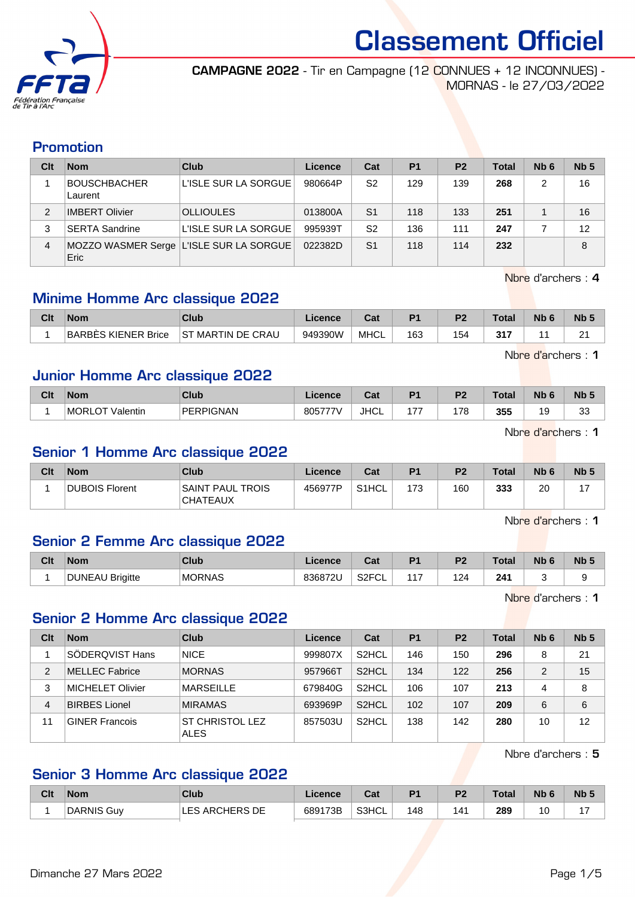# Classement Officiel

**CAMPAGNE 2022** - Tir en Campagne (12 CONNUES + 12 INCONNUES) - MORNAS - le 27/03/2022

## Promotion

| Clt | Nom | Club | Licence | Cat | P1 | P2 | Total | Nb 6 | Nb 5 |
|---|---|---|---|---|---|---|---|---|---|
| 1 | BOUSCHBACHER Laurent | L'ISLE SUR LA SORGUE | 980664P | S2 | 129 | 139 | **268** | 2 | 16 |
| 2 | IMBERT Olivier | OLLIOULES | 013800A | S1 | 118 | 133 | **251** | 1 | 16 |
| 3 | SERTA Sandrine | L'ISLE SUR LA SORGUE | 995939T | S2 | 136 | 111 | **247** | 7 | 12 |
| 4 | MOZZO WASMER Serge Eric | L'ISLE SUR LA SORGUE | 022382D | S1 | 118 | 114 | **232** | | 8 |

Nbre d'archers : **4**

## Minime Homme Arc classique 2022

| Clt | Nom | Club | Licence | Cat | P1 | P2 | Total | Nb 6 | Nb 5 |
|---|---|---|---|---|---|---|---|---|---|
| 1 | BARBÈS KIENER Brice | ST MARTIN DE CRAU | 949390W | MHCL | 163 | 154 | **317** | 11 | 21 |

Nbre d'archers : **1**

## Junior Homme Arc classique 2022

| Clt | Nom | Club | Licence | Cat | P1 | P2 | Total | Nb 6 | Nb 5 |
|---|---|---|---|---|---|---|---|---|---|
| 1 | MORLOT Valentin | PERPIGNAN | 805777V | JHCL | 177 | 178 | **355** | 19 | 33 |

Nbre d'archers : **1**

## Senior 1 Homme Arc classique 2022

| Clt | Nom | Club | Licence | Cat | P1 | P2 | Total | Nb 6 | Nb 5 |
|---|---|---|---|---|---|---|---|---|---|
| 1 | DUBOIS Florent | SAINT PAUL TROIS CHATEAUX | 456977P | S1HCL | 173 | 160 | **333** | 20 | 17 |

Nbre d'archers : **1**

## Senior 2 Femme Arc classique 2022

| Clt | Nom | Club | Licence | Cat | P1 | P2 | Total | Nb 6 | Nb 5 |
|---|---|---|---|---|---|---|---|---|---|
| 1 | DUNEAU Brigitte | MORNAS | 836872U | S2FCL | 117 | 124 | **241** | 3 | 9 |

Nbre d'archers : **1**

## Senior 2 Homme Arc classique 2022

| Clt | Nom | Club | Licence | Cat | P1 | P2 | Total | Nb 6 | Nb 5 |
|---|---|---|---|---|---|---|---|---|---|
| 1 | SÖDERQVIST Hans | NICE | 999807X | S2HCL | 146 | 150 | **296** | 8 | 21 |
| 2 | MELLEC Fabrice | MORNAS | 957966T | S2HCL | 134 | 122 | **256** | 2 | 15 |
| 3 | MICHELET Olivier | MARSEILLE | 679840G | S2HCL | 106 | 107 | **213** | 4 | 8 |
| 4 | BIRBES Lionel | MIRAMAS | 693969P | S2HCL | 102 | 107 | **209** | 6 | 6 |
| 11 | GINER Francois | ST CHRISTOL LEZ ALES | 857503U | S2HCL | 138 | 142 | **280** | 10 | 12 |

Nbre d'archers : **5**

## Senior 3 Homme Arc classique 2022

| Clt | Nom | Club | Licence | Cat | P1 | P2 | Total | Nb 6 | Nb 5 |
|---|---|---|---|---|---|---|---|---|---|
| 1 | DARNIS Guy | LES ARCHERS DE | 689173B | S3HCL | 148 | 141 | **289** | 10 | 17 |

Dimanche 27 Mars 2022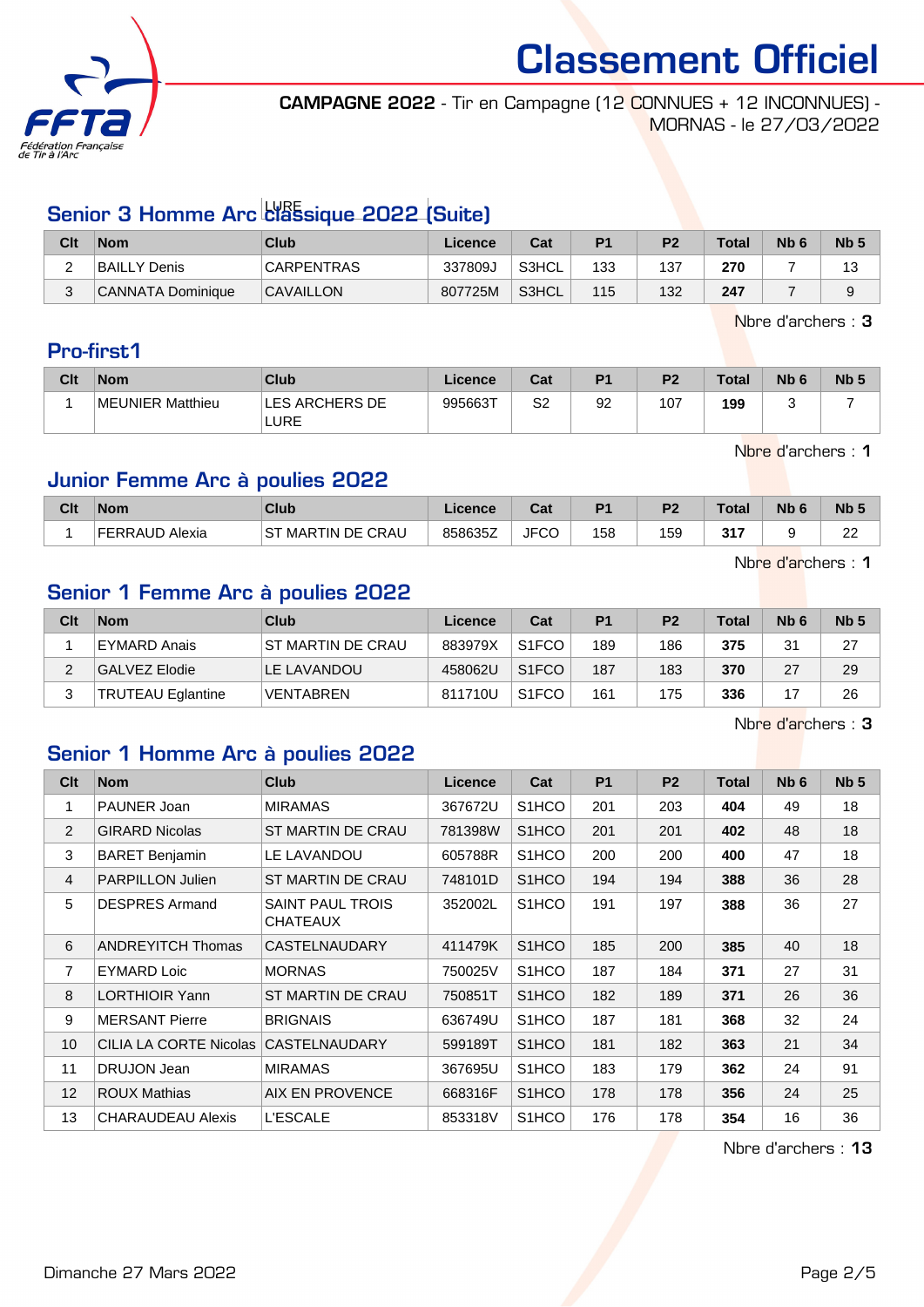# Classement Officiel

**CAMPAGNE 2022** - Tir en Campagne (12 CONNUES + 12 INCONNUES) - MORNAS - le 27/03/2022

## Senior 3 Homme Arc classique 2022 (Suite)

| Clt | Nom | Club | Licence | Cat | P1 | P2 | Total | Nb 6 | Nb 5 |
|---|---|---|---|---|---|---|---|---|---|
| 2 | BAILLY Denis | CARPENTRAS | 337809J | S3HCL | 133 | 137 | **270** | 7 | 13 |
| 3 | CANNATA Dominique | CAVAILLON | 807725M | S3HCL | 115 | 132 | **247** | 7 | 9 |

Nbre d'archers : **3**

## Pro-first1

| Clt | Nom | Club | Licence | Cat | P1 | P2 | Total | Nb 6 | Nb 5 |
|---|---|---|---|---|---|---|---|---|---|
| 1 | MEUNIER Matthieu | LES ARCHERS DE LURE | 995663T | S2 | 92 | 107 | **199** | 3 | 7 |

Nbre d'archers : **1**

## Junior Femme Arc à poulies 2022

| Clt | Nom | Club | Licence | Cat | P1 | P2 | Total | Nb 6 | Nb 5 |
|---|---|---|---|---|---|---|---|---|---|
| 1 | FERRAUD Alexia | ST MARTIN DE CRAU | 858635Z | JFCO | 158 | 159 | **317** | 9 | 22 |

Nbre d'archers : **1**

## Senior 1 Femme Arc à poulies 2022

| Clt | Nom | Club | Licence | Cat | P1 | P2 | Total | Nb 6 | Nb 5 |
|---|---|---|---|---|---|---|---|---|---|
| 1 | EYMARD Anais | ST MARTIN DE CRAU | 883979X | S1FCO | 189 | 186 | **375** | 31 | 27 |
| 2 | GALVEZ Elodie | LE LAVANDOU | 458062U | S1FCO | 187 | 183 | **370** | 27 | 29 |
| 3 | TRUTEAU Eglantine | VENTABREN | 811710U | S1FCO | 161 | 175 | **336** | 17 | 26 |

Nbre d'archers : **3**

## Senior 1 Homme Arc à poulies 2022

| Clt | Nom | Club | Licence | Cat | P1 | P2 | Total | Nb 6 | Nb 5 |
|---|---|---|---|---|---|---|---|---|---|
| 1 | PAUNER Joan | MIRAMAS | 367672U | S1HCO | 201 | 203 | **404** | 49 | 18 |
| 2 | GIRARD Nicolas | ST MARTIN DE CRAU | 781398W | S1HCO | 201 | 201 | **402** | 48 | 18 |
| 3 | BARET Benjamin | LE LAVANDOU | 605788R | S1HCO | 200 | 200 | **400** | 47 | 18 |
| 4 | PARPILLON Julien | ST MARTIN DE CRAU | 748101D | S1HCO | 194 | 194 | **388** | 36 | 28 |
| 5 | DESPRES Armand | SAINT PAUL TROIS CHATEAUX | 352002L | S1HCO | 191 | 197 | **388** | 36 | 27 |
| 6 | ANDREYITCH Thomas | CASTELNAUDARY | 411479K | S1HCO | 185 | 200 | **385** | 40 | 18 |
| 7 | EYMARD Loic | MORNAS | 750025V | S1HCO | 187 | 184 | **371** | 27 | 31 |
| 8 | LORTHIOIR Yann | ST MARTIN DE CRAU | 750851T | S1HCO | 182 | 189 | **371** | 26 | 36 |
| 9 | MERSANT Pierre | BRIGNAIS | 636749U | S1HCO | 187 | 181 | **368** | 32 | 24 |
| 10 | CILIA LA CORTE Nicolas | CASTELNAUDARY | 599189T | S1HCO | 181 | 182 | **363** | 21 | 34 |
| 11 | DRUJON Jean | MIRAMAS | 367695U | S1HCO | 183 | 179 | **362** | 24 | 91 |
| 12 | ROUX Mathias | AIX EN PROVENCE | 668316F | S1HCO | 178 | 178 | **356** | 24 | 25 |
| 13 | CHARAUDEAU Alexis | L'ESCALE | 853318V | S1HCO | 176 | 178 | **354** | 16 | 36 |

Nbre d'archers : **13**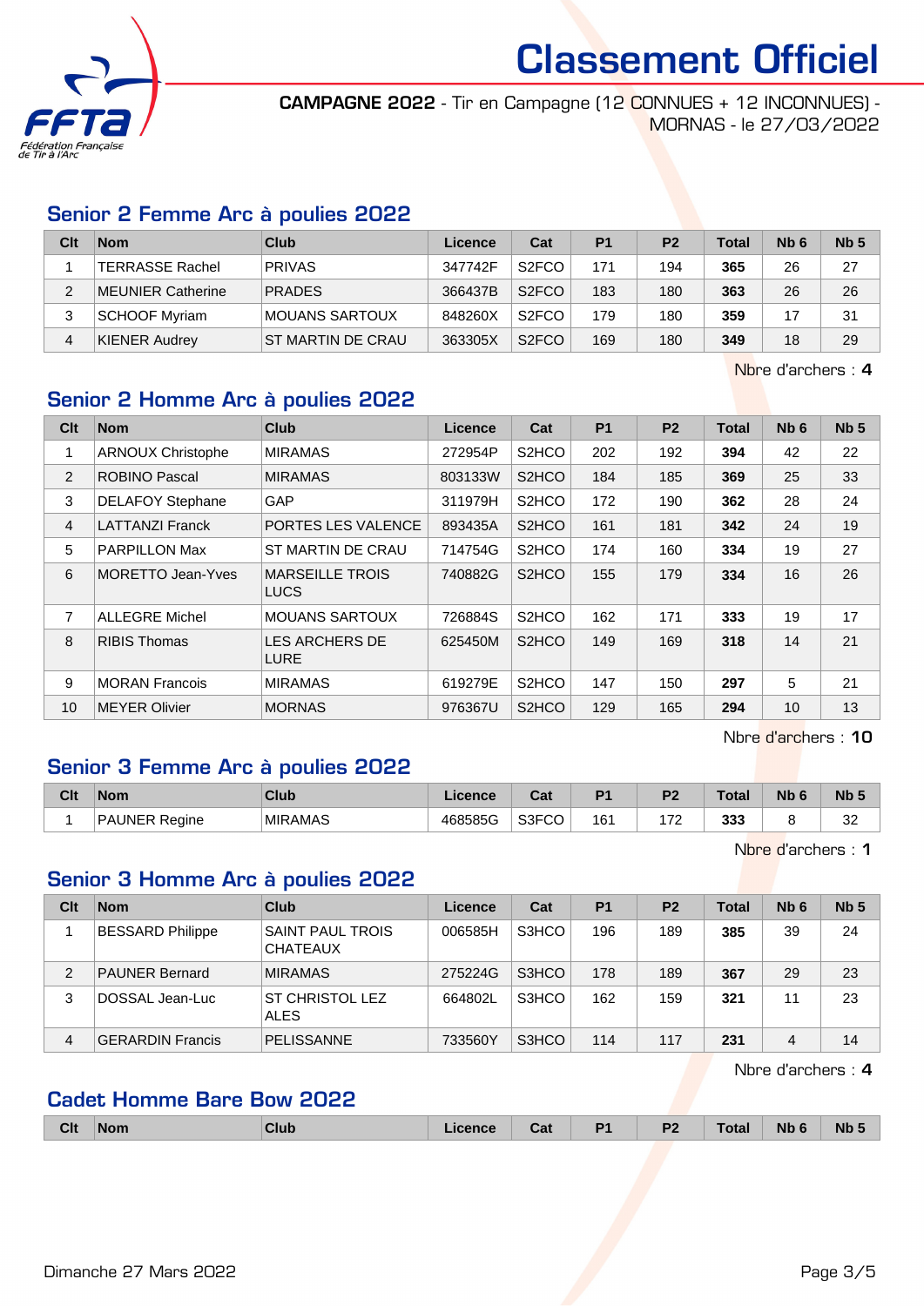# Classement Officiel

**CAMPAGNE 2022** - Tir en Campagne (12 CONNUES + 12 INCONNUES) - MORNAS - le 27/03/2022

## Senior 2 Femme Arc à poulies 2022

| Clt | Nom | Club | Licence | Cat | P1 | P2 | Total | Nb 6 | Nb 5 |
|---|---|---|---|---|---|---|---|---|---|
| 1 | TERRASSE Rachel | PRIVAS | 347742F | S2FCO | 171 | 194 | **365** | 26 | 27 |
| 2 | MEUNIER Catherine | PRADES | 366437B | S2FCO | 183 | 180 | **363** | 26 | 26 |
| 3 | SCHOOF Myriam | MOUANS SARTOUX | 848260X | S2FCO | 179 | 180 | **359** | 17 | 31 |
| 4 | KIENER Audrey | ST MARTIN DE CRAU | 363305X | S2FCO | 169 | 180 | **349** | 18 | 29 |

Nbre d'archers : **4**

## Senior 2 Homme Arc à poulies 2022

| Clt | Nom | Club | Licence | Cat | P1 | P2 | Total | Nb 6 | Nb 5 |
|---|---|---|---|---|---|---|---|---|---|
| 1 | ARNOUX Christophe | MIRAMAS | 272954P | S2HCO | 202 | 192 | **394** | 42 | 22 |
| 2 | ROBINO Pascal | MIRAMAS | 803133W | S2HCO | 184 | 185 | **369** | 25 | 33 |
| 3 | DELAFOY Stephane | GAP | 311979H | S2HCO | 172 | 190 | **362** | 28 | 24 |
| 4 | LATTANZI Franck | PORTES LES VALENCE | 893435A | S2HCO | 161 | 181 | **342** | 24 | 19 |
| 5 | PARPILLON Max | ST MARTIN DE CRAU | 714754G | S2HCO | 174 | 160 | **334** | 19 | 27 |
| 6 | MORETTO Jean-Yves | MARSEILLE TROIS LUCS | 740882G | S2HCO | 155 | 179 | **334** | 16 | 26 |
| 7 | ALLEGRE Michel | MOUANS SARTOUX | 726884S | S2HCO | 162 | 171 | **333** | 19 | 17 |
| 8 | RIBIS Thomas | LES ARCHERS DE LURE | 625450M | S2HCO | 149 | 169 | **318** | 14 | 21 |
| 9 | MORAN Francois | MIRAMAS | 619279E | S2HCO | 147 | 150 | **297** | 5 | 21 |
| 10 | MEYER Olivier | MORNAS | 976367U | S2HCO | 129 | 165 | **294** | 10 | 13 |

Nbre d'archers : **10**

## Senior 3 Femme Arc à poulies 2022

| Clt | Nom | Club | Licence | Cat | P1 | P2 | Total | Nb 6 | Nb 5 |
|---|---|---|---|---|---|---|---|---|---|
| 1 | PAUNER Regine | MIRAMAS | 468585G | S3FCO | 161 | 172 | **333** | 8 | 32 |

Nbre d'archers : **1**

## Senior 3 Homme Arc à poulies 2022

| Clt | Nom | Club | Licence | Cat | P1 | P2 | Total | Nb 6 | Nb 5 |
|---|---|---|---|---|---|---|---|---|---|
| 1 | BESSARD Philippe | SAINT PAUL TROIS CHATEAUX | 006585H | S3HCO | 196 | 189 | **385** | 39 | 24 |
| 2 | PAUNER Bernard | MIRAMAS | 275224G | S3HCO | 178 | 189 | **367** | 29 | 23 |
| 3 | DOSSAL Jean-Luc | ST CHRISTOL LEZ ALES | 664802L | S3HCO | 162 | 159 | **321** | 11 | 23 |
| 4 | GERARDIN Francis | PELISSANNE | 733560Y | S3HCO | 114 | 117 | **231** | 4 | 14 |

Nbre d'archers : **4**

## Cadet Homme Bare Bow 2022

| Clt | Nom | Club | Licence | Cat | P1 | P2 | Total | Nb 6 | Nb 5 |
|---|---|---|---|---|---|---|---|---|---|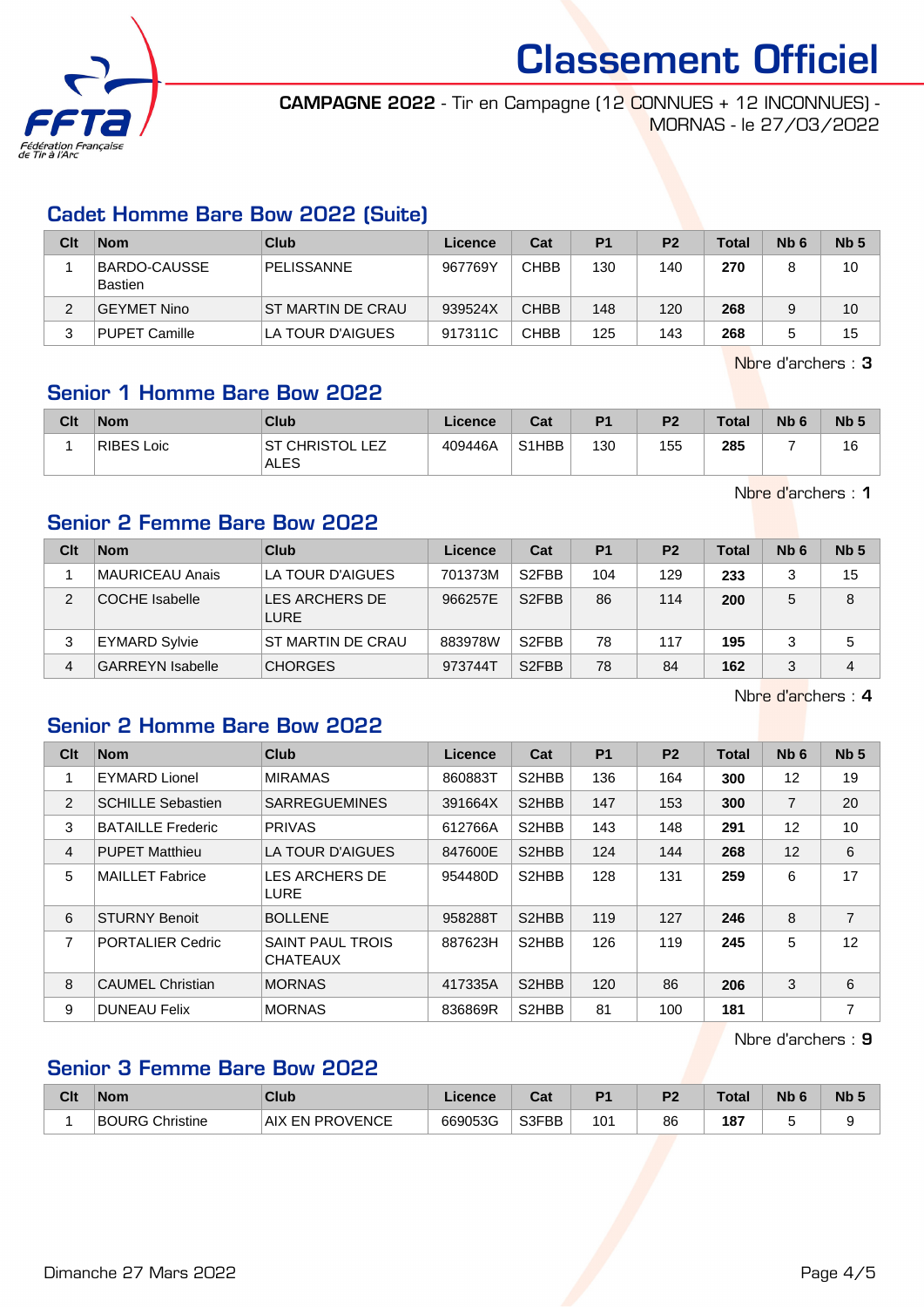# Classement Officiel

**CAMPAGNE 2022** - Tir en Campagne (12 CONNUES + 12 INCONNUES) - MORNAS - le 27/03/2022

## Cadet Homme Bare Bow 2022 (Suite)

| Clt | Nom | Club | Licence | Cat | P1 | P2 | Total | Nb 6 | Nb 5 |
|---|---|---|---|---|---|---|---|---|---|
| 1 | BARDO-CAUSSE Bastien | PELISSANNE | 967769Y | CHBB | 130 | 140 | **270** | 8 | 10 |
| 2 | GEYMET Nino | ST MARTIN DE CRAU | 939524X | CHBB | 148 | 120 | **268** | 9 | 10 |
| 3 | PUPET Camille | LA TOUR D'AIGUES | 917311C | CHBB | 125 | 143 | **268** | 5 | 15 |

Nbre d'archers : **3**

## Senior 1 Homme Bare Bow 2022

| Clt | Nom | Club | Licence | Cat | P1 | P2 | Total | Nb 6 | Nb 5 |
|---|---|---|---|---|---|---|---|---|---|
| 1 | RIBES Loic | ST CHRISTOL LEZ ALES | 409446A | S1HBB | 130 | 155 | **285** | 7 | 16 |

Nbre d'archers : **1**

## Senior 2 Femme Bare Bow 2022

| Clt | Nom | Club | Licence | Cat | P1 | P2 | Total | Nb 6 | Nb 5 |
|---|---|---|---|---|---|---|---|---|---|
| 1 | MAURICEAU Anais | LA TOUR D'AIGUES | 701373M | S2FBB | 104 | 129 | **233** | 3 | 15 |
| 2 | COCHE Isabelle | LES ARCHERS DE LURE | 966257E | S2FBB | 86 | 114 | **200** | 5 | 8 |
| 3 | EYMARD Sylvie | ST MARTIN DE CRAU | 883978W | S2FBB | 78 | 117 | **195** | 3 | 5 |
| 4 | GARREYN Isabelle | CHORGES | 973744T | S2FBB | 78 | 84 | **162** | 3 | 4 |

Nbre d'archers : **4**

## Senior 2 Homme Bare Bow 2022

| Clt | Nom | Club | Licence | Cat | P1 | P2 | Total | Nb 6 | Nb 5 |
|---|---|---|---|---|---|---|---|---|---|
| 1 | EYMARD Lionel | MIRAMAS | 860883T | S2HBB | 136 | 164 | **300** | 12 | 19 |
| 2 | SCHILLE Sebastien | SARREGUEMINES | 391664X | S2HBB | 147 | 153 | **300** | 7 | 20 |
| 3 | BATAILLE Frederic | PRIVAS | 612766A | S2HBB | 143 | 148 | **291** | 12 | 10 |
| 4 | PUPET Matthieu | LA TOUR D'AIGUES | 847600E | S2HBB | 124 | 144 | **268** | 12 | 6 |
| 5 | MAILLET Fabrice | LES ARCHERS DE LURE | 954480D | S2HBB | 128 | 131 | **259** | 6 | 17 |
| 6 | STURNY Benoit | BOLLENE | 958288T | S2HBB | 119 | 127 | **246** | 8 | 7 |
| 7 | PORTALIER Cedric | SAINT PAUL TROIS CHATEAUX | 887623H | S2HBB | 126 | 119 | **245** | 5 | 12 |
| 8 | CAUMEL Christian | MORNAS | 417335A | S2HBB | 120 | 86 | **206** | 3 | 6 |
| 9 | DUNEAU Felix | MORNAS | 836869R | S2HBB | 81 | 100 | **181** | | 7 |

Nbre d'archers : **9**

## Senior 3 Femme Bare Bow 2022

| Clt | Nom | Club | Licence | Cat | P1 | P2 | Total | Nb 6 | Nb 5 |
|---|---|---|---|---|---|---|---|---|---|
| 1 | BOURG Christine | AIX EN PROVENCE | 669053G | S3FBB | 101 | 86 | **187** | 5 | 9 |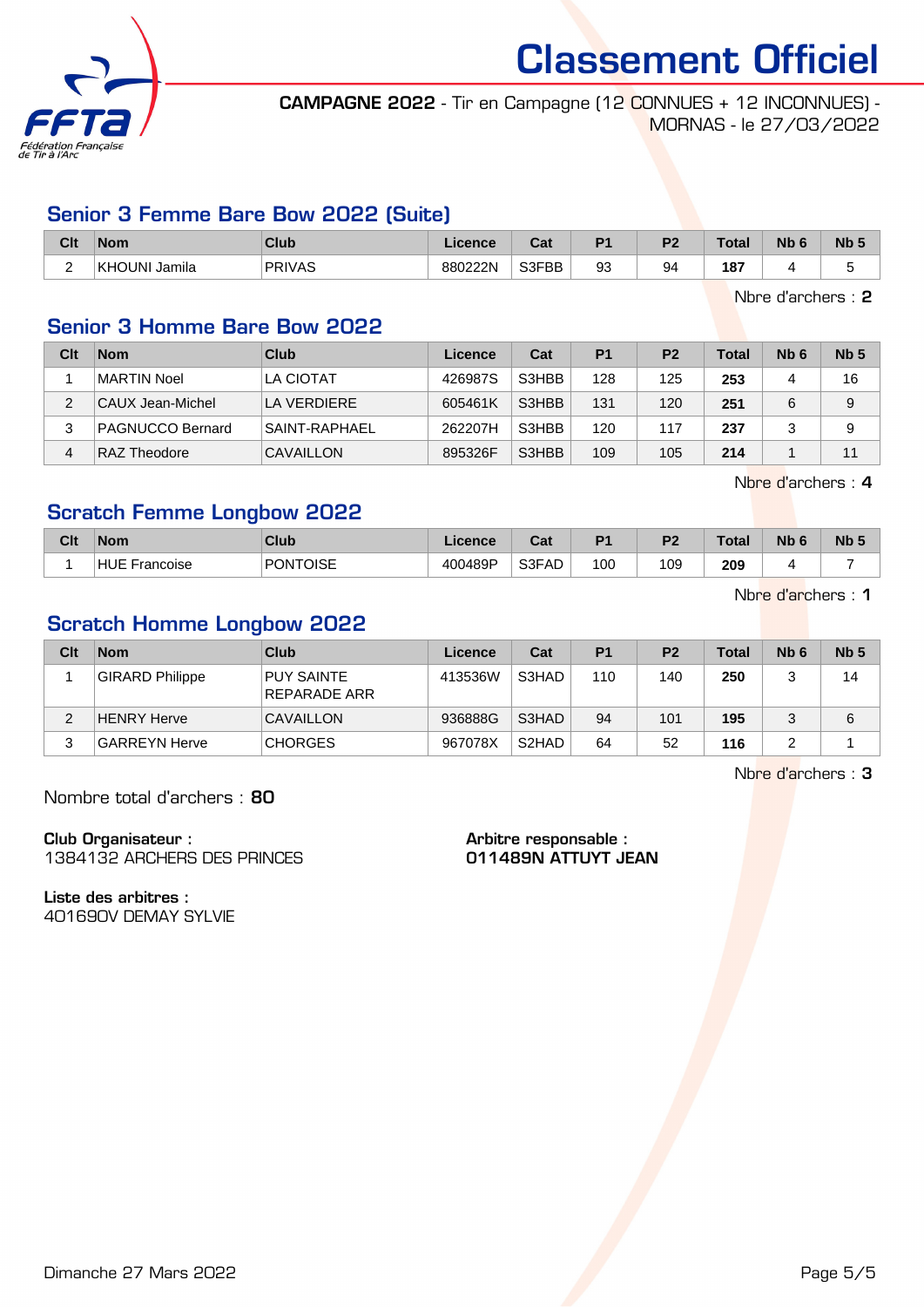# Classement Officiel

**CAMPAGNE 2022** - Tir en Campagne (12 CONNUES + 12 INCONNUES) - MORNAS - le 27/03/2022

## Senior 3 Femme Bare Bow 2022 (Suite)

| Clt | Nom | Club | Licence | Cat | P1 | P2 | Total | Nb 6 | Nb 5 |
|---|---|---|---|---|---|---|---|---|---|
| 2 | KHOUNI Jamila | PRIVAS | 880222N | S3FBB | 93 | 94 | **187** | 4 | 5 |

Nbre d'archers : **2**

## Senior 3 Homme Bare Bow 2022

| Clt | Nom | Club | Licence | Cat | P1 | P2 | Total | Nb 6 | Nb 5 |
|---|---|---|---|---|---|---|---|---|---|
| 1 | MARTIN Noel | LA CIOTAT | 426987S | S3HBB | 128 | 125 | **253** | 4 | 16 |
| 2 | CAUX Jean-Michel | LA VERDIERE | 605461K | S3HBB | 131 | 120 | **251** | 6 | 9 |
| 3 | PAGNUCCO Bernard | SAINT-RAPHAEL | 262207H | S3HBB | 120 | 117 | **237** | 3 | 9 |
| 4 | RAZ Theodore | CAVAILLON | 895326F | S3HBB | 109 | 105 | **214** | 1 | 11 |

Nbre d'archers : **4**

## Scratch Femme Longbow 2022

| Clt | Nom | Club | Licence | Cat | P1 | P2 | Total | Nb 6 | Nb 5 |
|---|---|---|---|---|---|---|---|---|---|
| 1 | HUE Francoise | PONTOISE | 400489P | S3FAD | 100 | 109 | **209** | 4 | 7 |

Nbre d'archers : **1**

## Scratch Homme Longbow 2022

| Clt | Nom | Club | Licence | Cat | P1 | P2 | Total | Nb 6 | Nb 5 |
|---|---|---|---|---|---|---|---|---|---|
| 1 | GIRARD Philippe | PUY SAINTE REPARADE ARR | 413536W | S3HAD | 110 | 140 | **250** | 3 | 14 |
| 2 | HENRY Herve | CAVAILLON | 936888G | S3HAD | 94 | 101 | **195** | 3 | 6 |
| 3 | GARREYN Herve | CHORGES | 967078X | S2HAD | 64 | 52 | **116** | 2 | 1 |

Nbre d'archers : **3**

Nombre total d'archers : **80**

**Club Organisateur :**
1384132 ARCHERS DES PRINCES

**Arbitre responsable :**
**011489N ATTUYT JEAN**

**Liste des arbitres :**
401690V DEMAY SYLVIE

Dimanche 27 Mars 2022